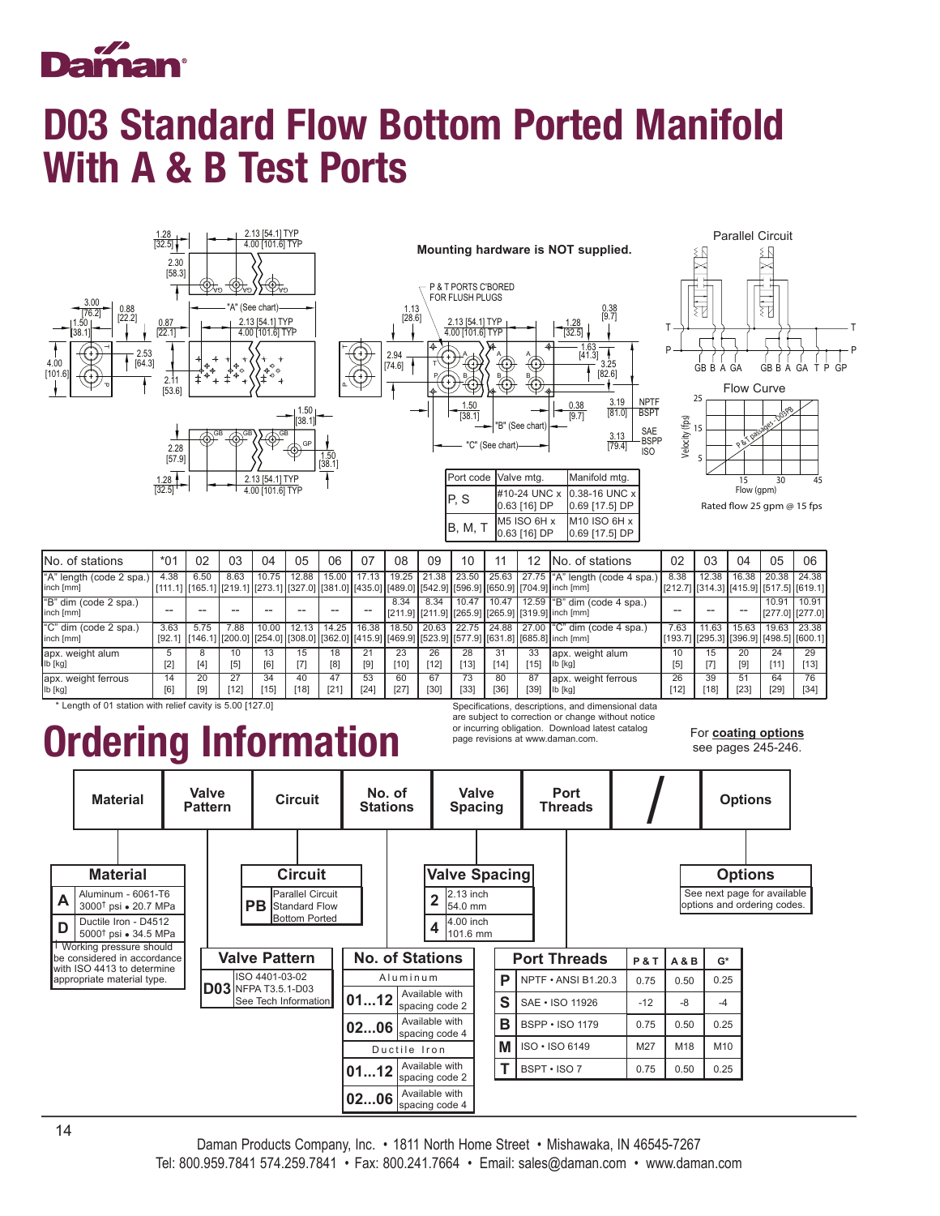# D03 Standard Flow Bottom Ported Manifold With A & B Test Ports

**Mounting hardware is NOT supplied.**

P & T PORTS C'BORED FOR FLUSH PLUGS

| Port code | Valve mtg. | Manifold mtg. |
|---|---|---|
| P, S | #10-24 UNC x 0.63 [16] DP | 0.38-16 UNC x 0.69 [17.5] DP |
| B, M, T | M5 ISO 6H x 0.63 [16] DP | M10 ISO 6H x 0.69 [17.5] DP |

Parallel Circuit

Flow Curve

Rated flow 25 gpm @ 15 fps

| No. of stations | *01 | 02 | 03 | 04 | 05 | 06 | 07 | 08 | 09 | 10 | 11 | 12 |
|---|---|---|---|---|---|---|---|---|---|---|---|---|
| "A" length (code 2 spa.) inch [mm] | 4.38 [111.1] | 6.50 [165.1] | 8.63 [219.1] | 10.75 [273.1] | 12.88 [327.0] | 15.00 [381.0] | 17.13 [435.0] | 19.25 [489.0] | 21.38 [542.9] | 23.50 [596.9] | 25.63 [650.9] | 27.75 [704.9] |
| "B" dim (code 2 spa.) inch [mm] | -- | -- | -- | -- | -- | -- | -- | 8.34 [211.9] | 8.34 [211.9] | 10.47 [265.9] | 10.47 [265.9] | 12.59 [319.9] |
| "C" dim (code 2 spa.) inch [mm] | 3.63 [92.1] | 5.75 [146.1] | 7.88 [200.0] | 10.00 [254.0] | 12.13 [308.0] | 14.25 [362.0] | 16.38 [415.9] | 18.50 [469.9] | 20.63 [523.9] | 22.75 [577.9] | 24.88 [631.8] | 27.00 [685.8] |
| apx. weight alum lb [kg] | 5 [2] | 8 [4] | 10 [5] | 13 [6] | 15 [7] | 18 [8] | 21 [9] | 23 [10] | 26 [12] | 28 [13] | 31 [14] | 33 [15] |
| apx. weight ferrous lb [kg] | 14 [6] | 20 [9] | 27 [12] | 34 [15] | 40 [18] | 47 [21] | 53 [24] | 60 [27] | 67 [30] | 73 [33] | 80 [36] | 87 [39] |

| No. of stations | 02 | 03 | 04 | 05 | 06 |
|---|---|---|---|---|---|
| "A" length (code 4 spa.) inch [mm] | 8.38 [212.7] | 12.38 [314.3] | 16.38 [415.9] | 20.38 [517.5] | 24.38 [619.1] |
| "B" dim (code 4 spa.) inch [mm] | -- | -- | -- | 10.91 [277.0] | 10.91 [277.0] |
| "C" dim (code 4 spa.) inch [mm] | 7.63 [193.7] | 11.63 [295.3] | 15.63 [396.9] | 19.63 [498.5] | 23.38 [600.1] |
| apx. weight alum lb [kg] | 10 [5] | 15 [7] | 20 [9] | 24 [11] | 29 [13] |
| apx. weight ferrous lb [kg] | 26 [12] | 39 [18] | 51 [23] | 64 [29] | 76 [34] |

\* Length of 01 station with relief cavity is 5.00 [127.0]

Specifications, descriptions, and dimensional data are subject to correction or change without notice or incurring obligation. Download latest catalog page revisions at www.daman.com.

For **coating options** see pages 245-246.

# Ordering Information

| Material | Valve Pattern | Circuit | No. of Stations | Valve Spacing | Port Threads | / | Options |
|---|---|---|---|---|---|---|---|

**Material**

| Code | Description |
|---|---|
| A | Aluminum - 6061-T6, 3000† psi • 20.7 MPa |
| D | Ductile Iron - D4512, 5000† psi • 34.5 MPa |

† Working pressure should be considered in accordance with ISO 4413 to determine appropriate material type.

**Valve Pattern**

| Code | Description |
|---|---|
| D03 | ISO 4401-03-02, NFPA T3.5.1-D03, See Tech Information |

**Circuit**

| Code | Description |
|---|---|
| PB | Parallel Circuit, Standard Flow, Bottom Ported |

**No. of Stations**

| Code | Description |
|---|---|
| **Aluminum** | |
| 01...12 | Available with spacing code 2 |
| 02...06 | Available with spacing code 4 |
| **Ductile Iron** | |
| 01...12 | Available with spacing code 2 |
| 02...06 | Available with spacing code 4 |

**Valve Spacing**

| Code | Description |
|---|---|
| 2 | 2.13 inch, 54.0 mm |
| 4 | 4.00 inch, 101.6 mm |

**Port Threads**

| Code | Port Threads | P & T | A & B | G* |
|---|---|---|---|---|
| P | NPTF • ANSI B1.20.3 | 0.75 | 0.50 | 0.25 |
| S | SAE • ISO 11926 | -12 | -8 | -4 |
| B | BSPP • ISO 1179 | 0.75 | 0.50 | 0.25 |
| M | ISO • ISO 6149 | M27 | M18 | M10 |
| T | BSPT • ISO 7 | 0.75 | 0.50 | 0.25 |

**Options**

See next page for available options and ordering codes.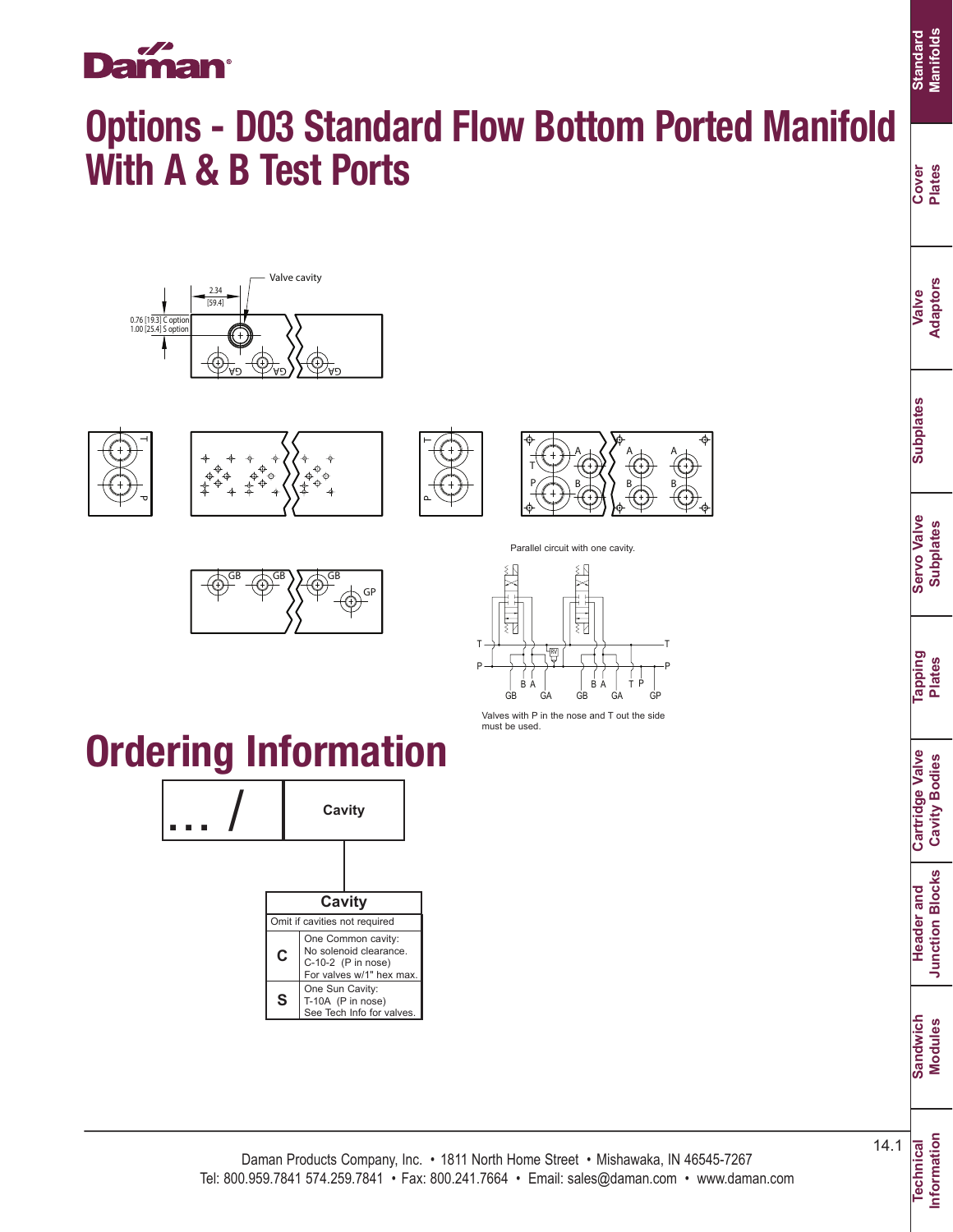# Options - D03 Standard Flow Bottom Ported Manifold With A & B Test Ports

Valve cavity

2.34
[59.4]

0.76 [19.3] C option
1.00 [25.4] S option

GA GA GA

T P

T P

A A A
T
P
B B B

GB GB GB
GP

Parallel circuit with one cavity.

T T
P P
RV
B A B A T P
GB GA GB GA GP

Valves with P in the nose and T out the side must be used.

# Ordering Information

| ... / | Cavity |
|---|---|

| Cavity | |
|---|---|
| Omit if cavities not required | |
| C | One Common cavity: No solenoid clearance. C-10-2 (P in nose) For valves w/1" hex max. |
| S | One Sun Cavity: T-10A (P in nose) See Tech Info for valves. |

Daman Products Company, Inc. • 1811 North Home Street • Mishawaka, IN 46545-7267
Tel: 800.959.7841 574.259.7841 • Fax: 800.241.7664 • Email: sales@daman.com • www.daman.com